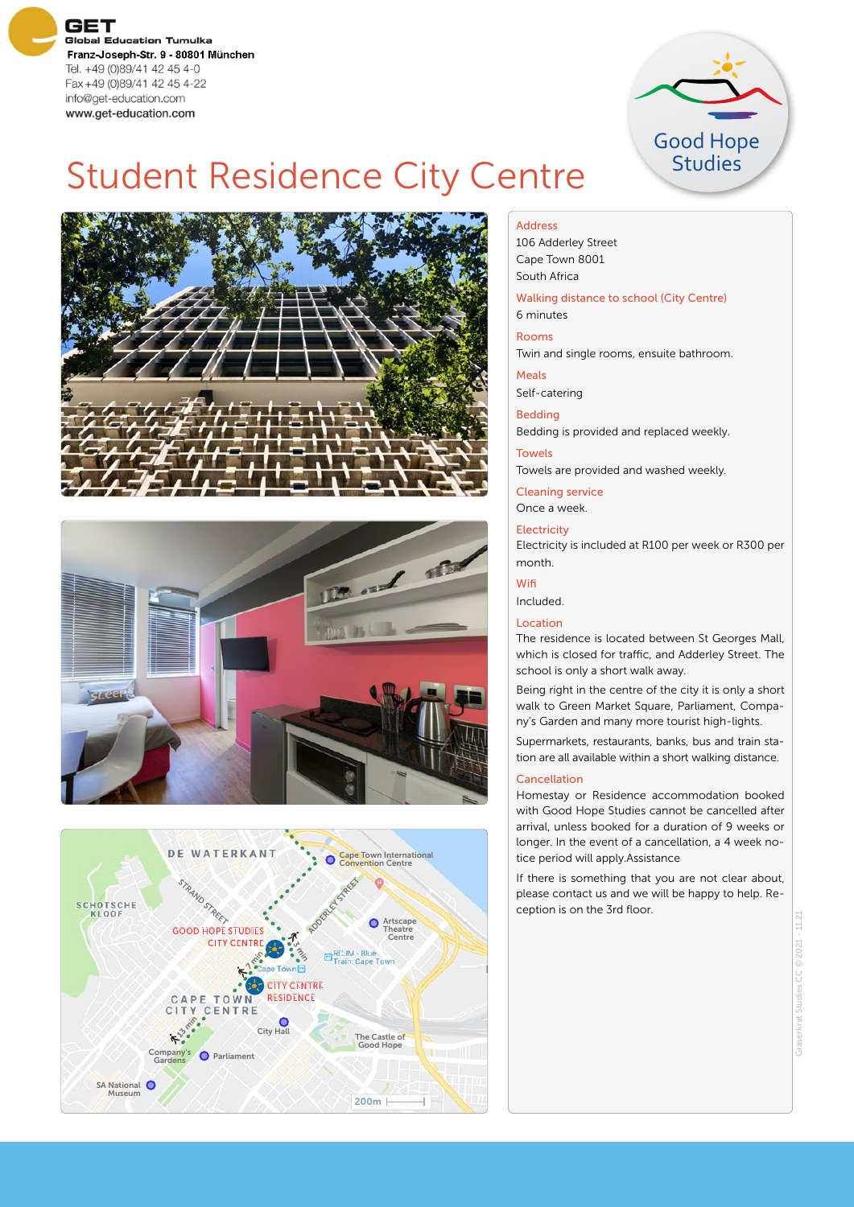**GET**
Global Education Tumulka
**Franz-Joseph-Str. 9 - 80801 München**
Tel. +49 (0)89/41 42 45 4-0
Fax +49 (0)89/41 42 45 4-22
info@get-education.com
**www.get-education.com**

Good Hope Studies

# Student Residence City Centre

**Address**
106 Adderley Street
Cape Town 8001
South Africa

**Walking distance to school (City Centre)**
6 minutes

**Rooms**
Twin and single rooms, ensuite bathroom.

**Meals**
Self-catering

**Bedding**
Bedding is provided and replaced weekly.

**Towels**
Towels are provided and washed weekly.

**Cleaning service**
Once a week.

**Electricity**
Electricity is included at R100 per week or R300 per month.

**Wifi**
Included.

**Location**
The residence is located between St Georges Mall, which is closed for traffic, and Adderley Street. The school is only a short walk away.

Being right in the centre of the city it is only a short walk to Green Market Square, Parliament, Company's Garden and many more tourist high-lights.

Supermarkets, restaurants, banks, bus and train station are all available within a short walking distance.

**Cancellation**
Homestay or Residence accommodation booked with Good Hope Studies cannot be cancelled after arrival, unless booked for a duration of 9 weeks or longer. In the event of a cancellation, a 4 week notice period will apply.Assistance

If there is something that you are not clear about, please contact us and we will be happy to help. Reception is on the 3rd floor.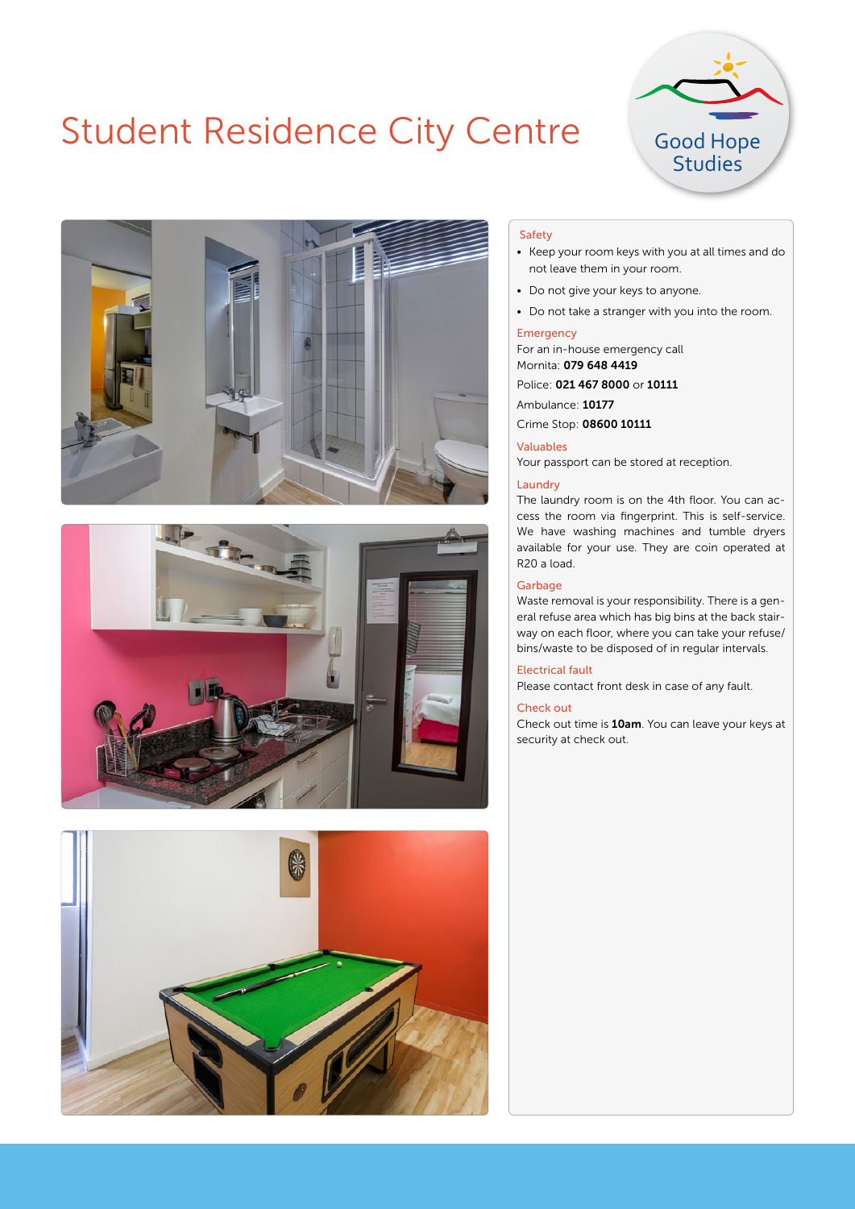# Student Residence City Centre

Good Hope Studies

## Safety

- Keep your room keys with you at all times and do not leave them in your room.
- Do not give your keys to anyone.
- Do not take a stranger with you into the room.

## Emergency

For an in-house emergency call
Mornita: **079 648 4419**

Police: **021 467 8000** or **10111**

Ambulance: **10177**

Crime Stop: **08600 10111**

## Valuables

Your passport can be stored at reception.

## Laundry

The laundry room is on the 4th floor. You can access the room via fingerprint. This is self-service. We have washing machines and tumble dryers available for your use. They are coin operated at R20 a load.

## Garbage

Waste removal is your responsibility. There is a general refuse area which has big bins at the back stairway on each floor, where you can take your refuse/bins/waste to be disposed of in regular intervals.

## Electrical fault

Please contact front desk in case of any fault.

## Check out

Check out time is **10am**. You can leave your keys at security at check out.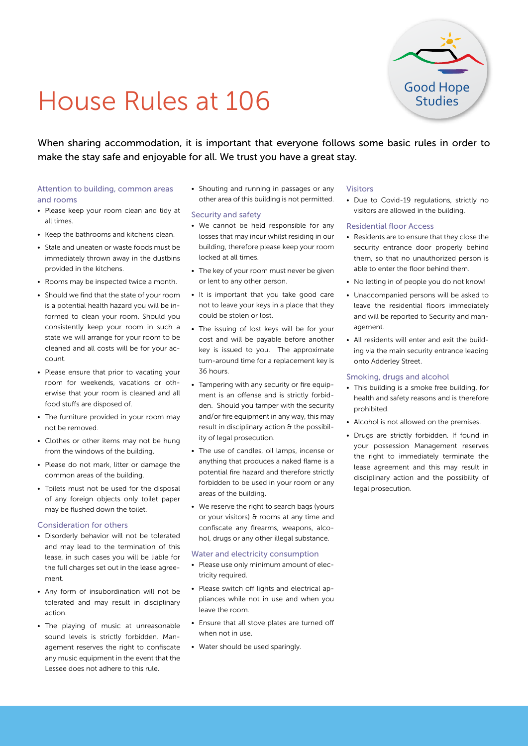Good Hope Studies

# House Rules at 106

When sharing accommodation, it is important that everyone follows some basic rules in order to make the stay safe and enjoyable for all. We trust you have a great stay.

### Attention to building, common areas and rooms

- Please keep your room clean and tidy at all times.
- Keep the bathrooms and kitchens clean.
- Stale and uneaten or waste foods must be immediately thrown away in the dustbins provided in the kitchens.
- Rooms may be inspected twice a month.
- Should we find that the state of your room is a potential health hazard you will be informed to clean your room. Should you consistently keep your room in such a state we will arrange for your room to be cleaned and all costs will be for your account.
- Please ensure that prior to vacating your room for weekends, vacations or otherwise that your room is cleaned and all food stuffs are disposed of.
- The furniture provided in your room may not be removed.
- Clothes or other items may not be hung from the windows of the building.
- Please do not mark, litter or damage the common areas of the building.
- Toilets must not be used for the disposal of any foreign objects only toilet paper may be flushed down the toilet.

### Consideration for others

- Disorderly behavior will not be tolerated and may lead to the termination of this lease, in such cases you will be liable for the full charges set out in the lease agreement.
- Any form of insubordination will not be tolerated and may result in disciplinary action.
- The playing of music at unreasonable sound levels is strictly forbidden. Management reserves the right to confiscate any music equipment in the event that the Lessee does not adhere to this rule.
- Shouting and running in passages or any other area of this building is not permitted.

### Security and safety

- We cannot be held responsible for any losses that may incur whilst residing in our building, therefore please keep your room locked at all times.
- The key of your room must never be given or lent to any other person.
- It is important that you take good care not to leave your keys in a place that they could be stolen or lost.
- The issuing of lost keys will be for your cost and will be payable before another key is issued to you. The approximate turn-around time for a replacement key is 36 hours.
- Tampering with any security or fire equipment is an offense and is strictly forbidden. Should you tamper with the security and/or fire equipment in any way, this may result in disciplinary action & the possibility of legal prosecution.
- The use of candles, oil lamps, incense or anything that produces a naked flame is a potential fire hazard and therefore strictly forbidden to be used in your room or any areas of the building.
- We reserve the right to search bags (yours or your visitors) & rooms at any time and confiscate any firearms, weapons, alcohol, drugs or any other illegal substance.

### Water and electricity consumption

- Please use only minimum amount of electricity required.
- Please switch off lights and electrical appliances while not in use and when you leave the room.
- Ensure that all stove plates are turned off when not in use.
- Water should be used sparingly.

### Visitors

- Due to Covid-19 regulations, strictly no visitors are allowed in the building.

### Residential floor Access

- Residents are to ensure that they close the security entrance door properly behind them, so that no unauthorized person is able to enter the floor behind them.
- No letting in of people you do not know!
- Unaccompanied persons will be asked to leave the residential floors immediately and will be reported to Security and management.
- All residents will enter and exit the building via the main security entrance leading onto Adderley Street.

### Smoking, drugs and alcohol

- This building is a smoke free building, for health and safety reasons and is therefore prohibited.
- Alcohol is not allowed on the premises.
- Drugs are strictly forbidden. If found in your possession Management reserves the right to immediately terminate the lease agreement and this may result in disciplinary action and the possibility of legal prosecution.